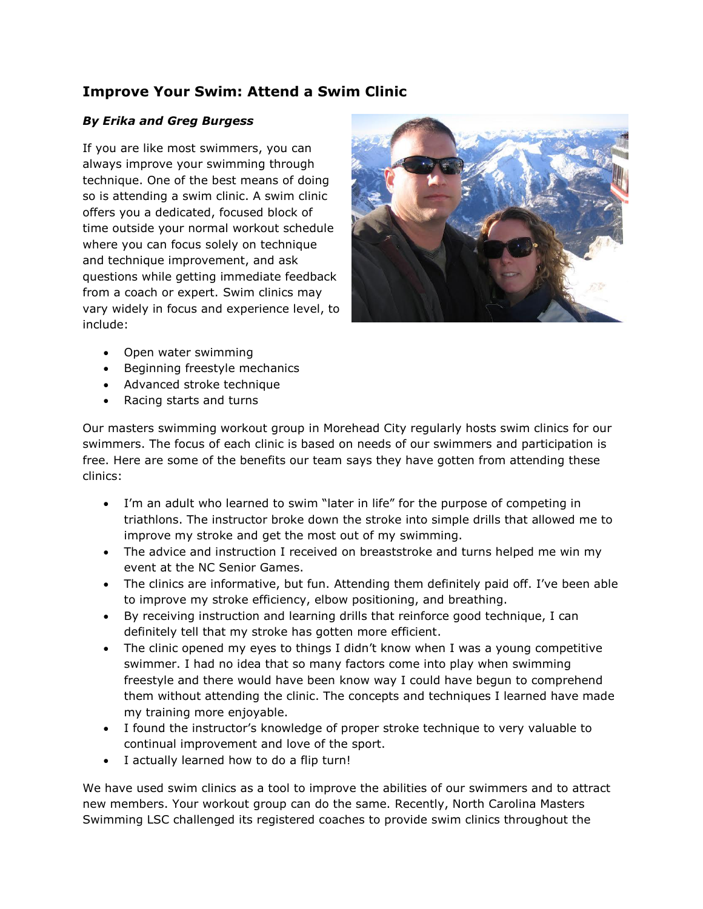## Improve Your Swim: Attend a Swim Clinic

***By Erika and Greg Burgess***

If you are like most swimmers, you can always improve your swimming through technique. One of the best means of doing so is attending a swim clinic. A swim clinic offers you a dedicated, focused block of time outside your normal workout schedule where you can focus solely on technique and technique improvement, and ask questions while getting immediate feedback from a coach or expert. Swim clinics may vary widely in focus and experience level, to include:

- Open water swimming
- Beginning freestyle mechanics
- Advanced stroke technique
- Racing starts and turns

Our masters swimming workout group in Morehead City regularly hosts swim clinics for our swimmers. The focus of each clinic is based on needs of our swimmers and participation is free. Here are some of the benefits our team says they have gotten from attending these clinics:

- I'm an adult who learned to swim "later in life" for the purpose of competing in triathlons. The instructor broke down the stroke into simple drills that allowed me to improve my stroke and get the most out of my swimming.
- The advice and instruction I received on breaststroke and turns helped me win my event at the NC Senior Games.
- The clinics are informative, but fun. Attending them definitely paid off. I've been able to improve my stroke efficiency, elbow positioning, and breathing.
- By receiving instruction and learning drills that reinforce good technique, I can definitely tell that my stroke has gotten more efficient.
- The clinic opened my eyes to things I didn't know when I was a young competitive swimmer. I had no idea that so many factors come into play when swimming freestyle and there would have been know way I could have begun to comprehend them without attending the clinic. The concepts and techniques I learned have made my training more enjoyable.
- I found the instructor's knowledge of proper stroke technique to very valuable to continual improvement and love of the sport.
- I actually learned how to do a flip turn!

We have used swim clinics as a tool to improve the abilities of our swimmers and to attract new members. Your workout group can do the same. Recently, North Carolina Masters Swimming LSC challenged its registered coaches to provide swim clinics throughout the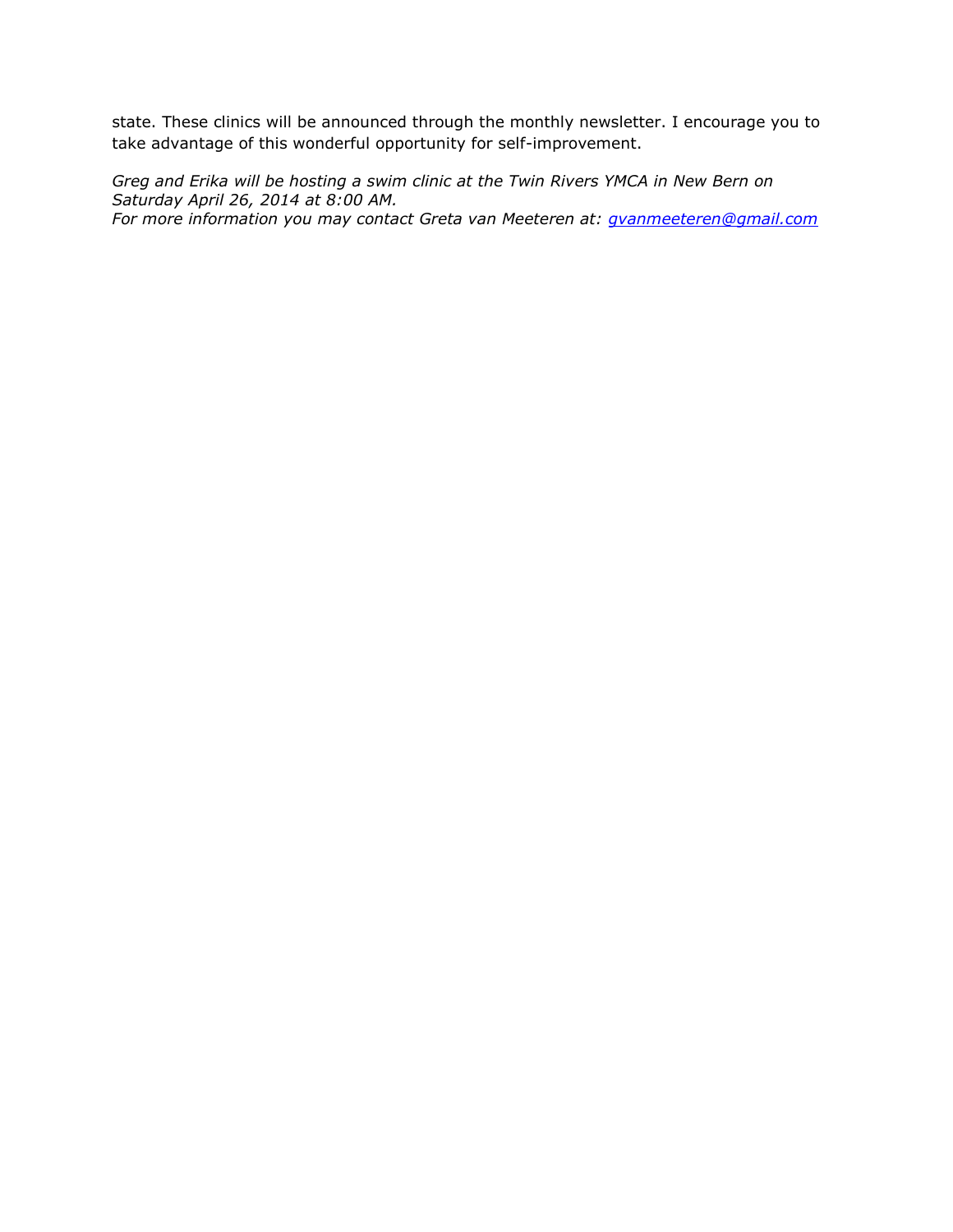state. These clinics will be announced through the monthly newsletter. I encourage you to take advantage of this wonderful opportunity for self-improvement.

*Greg and Erika will be hosting a swim clinic at the Twin Rivers YMCA in New Bern on Saturday April 26, 2014 at 8:00 AM.*
*For more information you may contact Greta van Meeteren at: [gvanmeeteren@gmail.com](mailto:gvanmeeteren@gmail.com)*